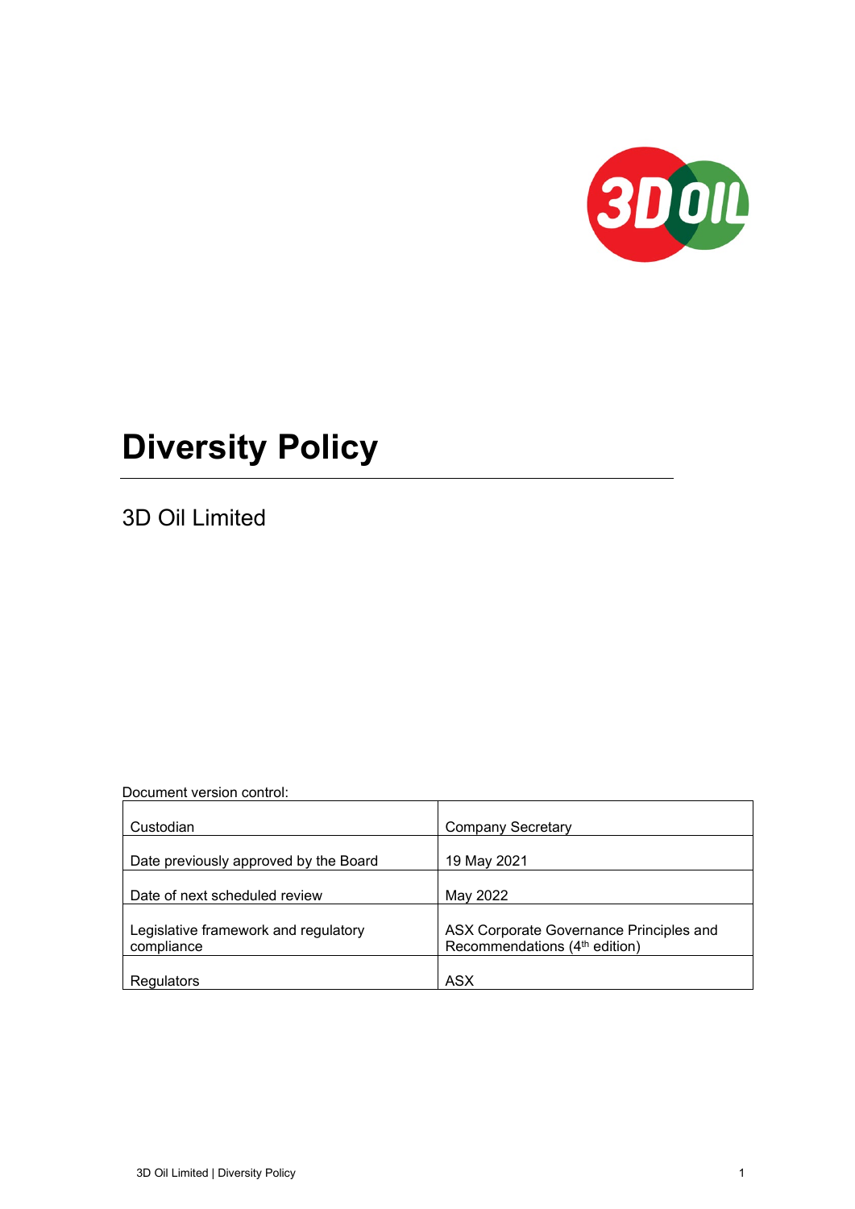# Diversity Policy

3D Oil Limited

Document version control:

| | |
|---|---|
| Custodian | Company Secretary |
| Date previously approved by the Board | 19 May 2021 |
| Date of next scheduled review | May 2022 |
| Legislative framework and regulatory compliance | ASX Corporate Governance Principles and Recommendations (4th edition) |
| Regulators | ASX |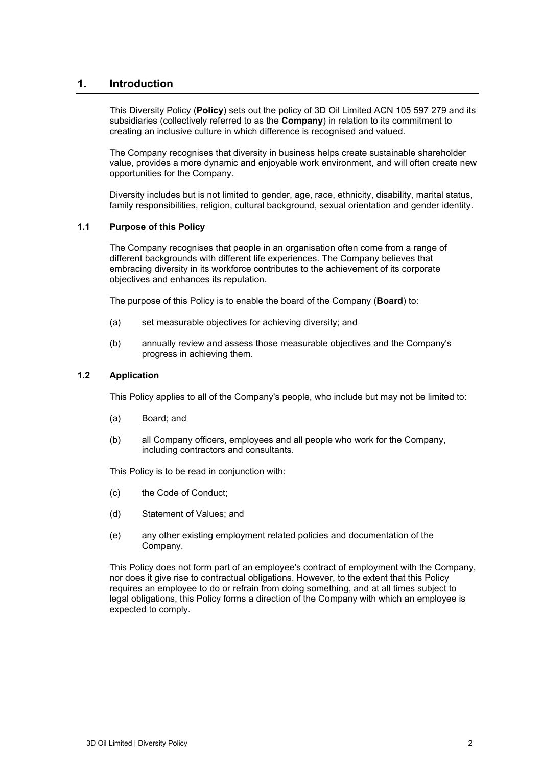# 1. Introduction

This Diversity Policy (**Policy**) sets out the policy of 3D Oil Limited ACN 105 597 279 and its subsidiaries (collectively referred to as the **Company**) in relation to its commitment to creating an inclusive culture in which difference is recognised and valued.

The Company recognises that diversity in business helps create sustainable shareholder value, provides a more dynamic and enjoyable work environment, and will often create new opportunities for the Company.

Diversity includes but is not limited to gender, age, race, ethnicity, disability, marital status, family responsibilities, religion, cultural background, sexual orientation and gender identity.

## 1.1 Purpose of this Policy

The Company recognises that people in an organisation often come from a range of different backgrounds with different life experiences. The Company believes that embracing diversity in its workforce contributes to the achievement of its corporate objectives and enhances its reputation.

The purpose of this Policy is to enable the board of the Company (**Board**) to:

(a) set measurable objectives for achieving diversity; and

(b) annually review and assess those measurable objectives and the Company's progress in achieving them.

## 1.2 Application

This Policy applies to all of the Company's people, who include but may not be limited to:

(a) Board; and

(b) all Company officers, employees and all people who work for the Company, including contractors and consultants.

This Policy is to be read in conjunction with:

(c) the Code of Conduct;

(d) Statement of Values; and

(e) any other existing employment related policies and documentation of the Company.

This Policy does not form part of an employee's contract of employment with the Company, nor does it give rise to contractual obligations. However, to the extent that this Policy requires an employee to do or refrain from doing something, and at all times subject to legal obligations, this Policy forms a direction of the Company with which an employee is expected to comply.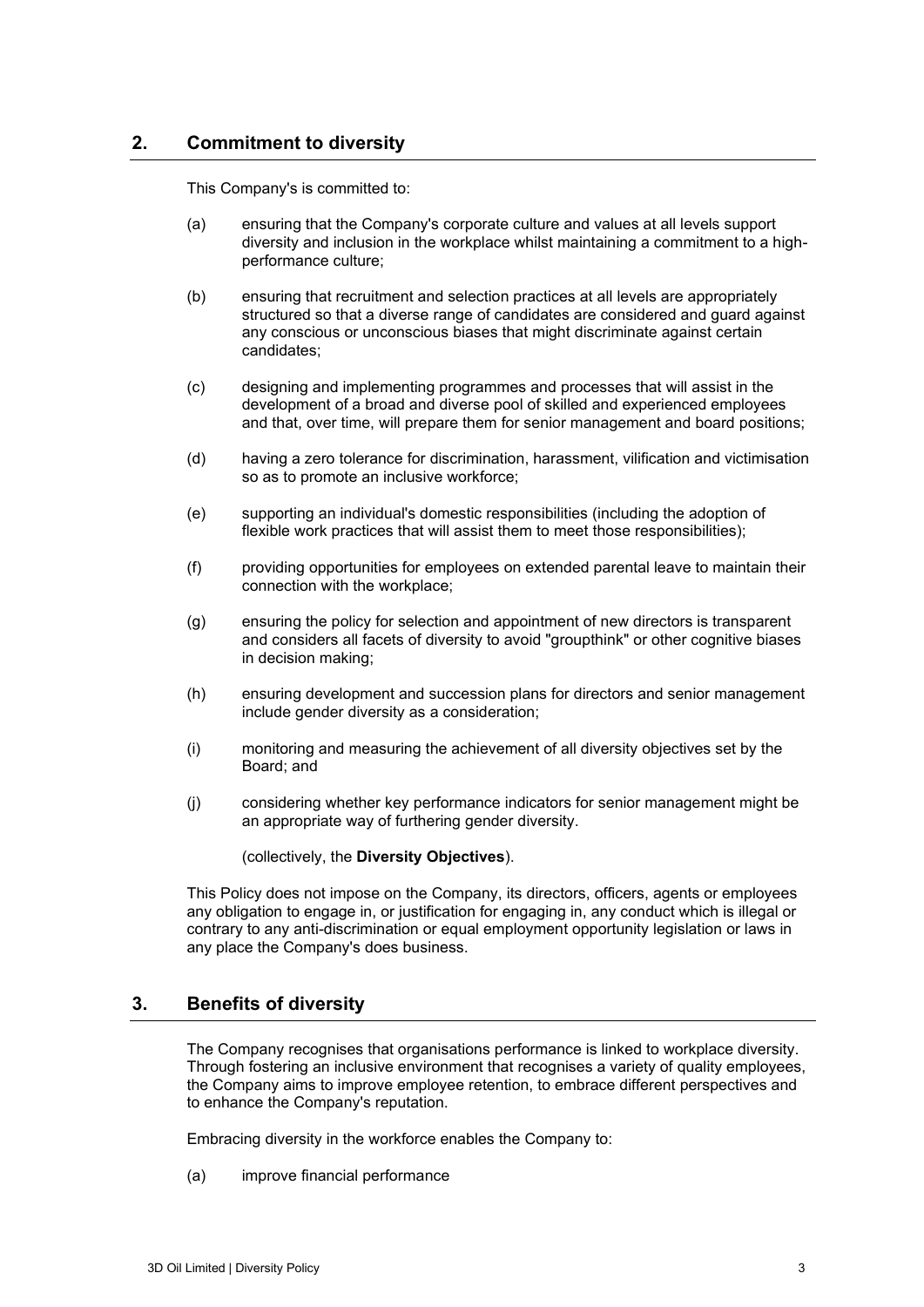## 2. Commitment to diversity

This Company's is committed to:

(a) ensuring that the Company's corporate culture and values at all levels support diversity and inclusion in the workplace whilst maintaining a commitment to a high-performance culture;

(b) ensuring that recruitment and selection practices at all levels are appropriately structured so that a diverse range of candidates are considered and guard against any conscious or unconscious biases that might discriminate against certain candidates;

(c) designing and implementing programmes and processes that will assist in the development of a broad and diverse pool of skilled and experienced employees and that, over time, will prepare them for senior management and board positions;

(d) having a zero tolerance for discrimination, harassment, vilification and victimisation so as to promote an inclusive workforce;

(e) supporting an individual's domestic responsibilities (including the adoption of flexible work practices that will assist them to meet those responsibilities);

(f) providing opportunities for employees on extended parental leave to maintain their connection with the workplace;

(g) ensuring the policy for selection and appointment of new directors is transparent and considers all facets of diversity to avoid "groupthink" or other cognitive biases in decision making;

(h) ensuring development and succession plans for directors and senior management include gender diversity as a consideration;

(i) monitoring and measuring the achievement of all diversity objectives set by the Board; and

(j) considering whether key performance indicators for senior management might be an appropriate way of furthering gender diversity.

(collectively, the **Diversity Objectives**).

This Policy does not impose on the Company, its directors, officers, agents or employees any obligation to engage in, or justification for engaging in, any conduct which is illegal or contrary to any anti-discrimination or equal employment opportunity legislation or laws in any place the Company's does business.

## 3. Benefits of diversity

The Company recognises that organisations performance is linked to workplace diversity. Through fostering an inclusive environment that recognises a variety of quality employees, the Company aims to improve employee retention, to embrace different perspectives and to enhance the Company's reputation.

Embracing diversity in the workforce enables the Company to:

(a) improve financial performance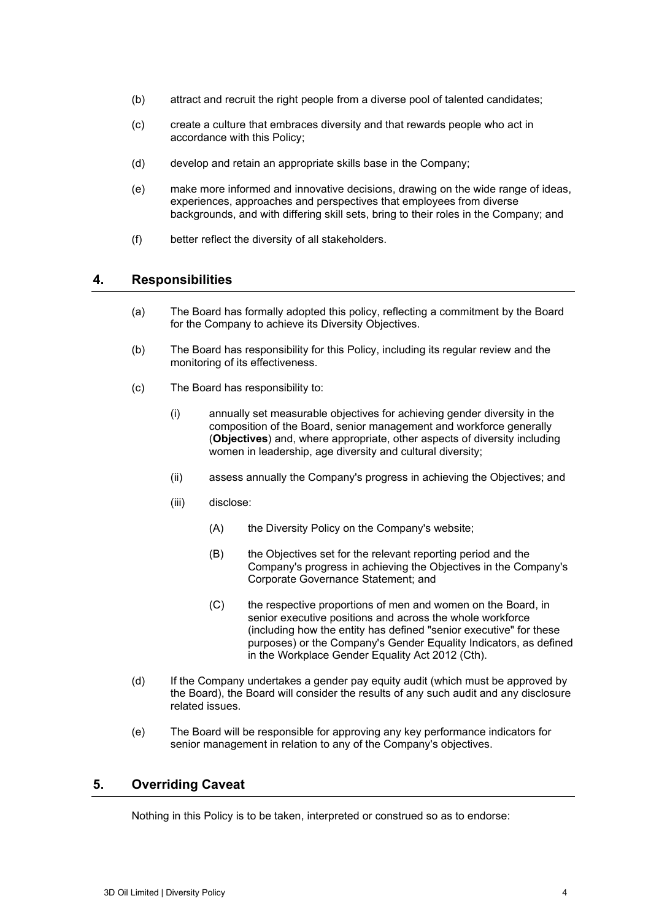(b) attract and recruit the right people from a diverse pool of talented candidates;

(c) create a culture that embraces diversity and that rewards people who act in accordance with this Policy;

(d) develop and retain an appropriate skills base in the Company;

(e) make more informed and innovative decisions, drawing on the wide range of ideas, experiences, approaches and perspectives that employees from diverse backgrounds, and with differing skill sets, bring to their roles in the Company; and

(f) better reflect the diversity of all stakeholders.

## 4. Responsibilities

(a) The Board has formally adopted this policy, reflecting a commitment by the Board for the Company to achieve its Diversity Objectives.

(b) The Board has responsibility for this Policy, including its regular review and the monitoring of its effectiveness.

(c) The Board has responsibility to:

  (i) annually set measurable objectives for achieving gender diversity in the composition of the Board, senior management and workforce generally (**Objectives**) and, where appropriate, other aspects of diversity including women in leadership, age diversity and cultural diversity;

  (ii) assess annually the Company's progress in achieving the Objectives; and

  (iii) disclose:

    (A) the Diversity Policy on the Company's website;

    (B) the Objectives set for the relevant reporting period and the Company's progress in achieving the Objectives in the Company's Corporate Governance Statement; and

    (C) the respective proportions of men and women on the Board, in senior executive positions and across the whole workforce (including how the entity has defined "senior executive" for these purposes) or the Company's Gender Equality Indicators, as defined in the Workplace Gender Equality Act 2012 (Cth).

(d) If the Company undertakes a gender pay equity audit (which must be approved by the Board), the Board will consider the results of any such audit and any disclosure related issues.

(e) The Board will be responsible for approving any key performance indicators for senior management in relation to any of the Company's objectives.

## 5. Overriding Caveat

Nothing in this Policy is to be taken, interpreted or construed so as to endorse: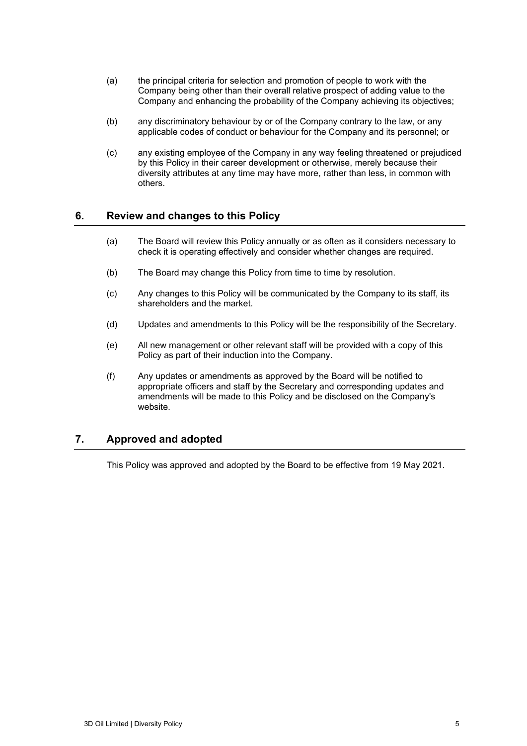(a) the principal criteria for selection and promotion of people to work with the Company being other than their overall relative prospect of adding value to the Company and enhancing the probability of the Company achieving its objectives;

(b) any discriminatory behaviour by or of the Company contrary to the law, or any applicable codes of conduct or behaviour for the Company and its personnel; or

(c) any existing employee of the Company in any way feeling threatened or prejudiced by this Policy in their career development or otherwise, merely because their diversity attributes at any time may have more, rather than less, in common with others.

## 6. Review and changes to this Policy

(a) The Board will review this Policy annually or as often as it considers necessary to check it is operating effectively and consider whether changes are required.

(b) The Board may change this Policy from time to time by resolution.

(c) Any changes to this Policy will be communicated by the Company to its staff, its shareholders and the market.

(d) Updates and amendments to this Policy will be the responsibility of the Secretary.

(e) All new management or other relevant staff will be provided with a copy of this Policy as part of their induction into the Company.

(f) Any updates or amendments as approved by the Board will be notified to appropriate officers and staff by the Secretary and corresponding updates and amendments will be made to this Policy and be disclosed on the Company's website.

## 7. Approved and adopted

This Policy was approved and adopted by the Board to be effective from 19 May 2021.